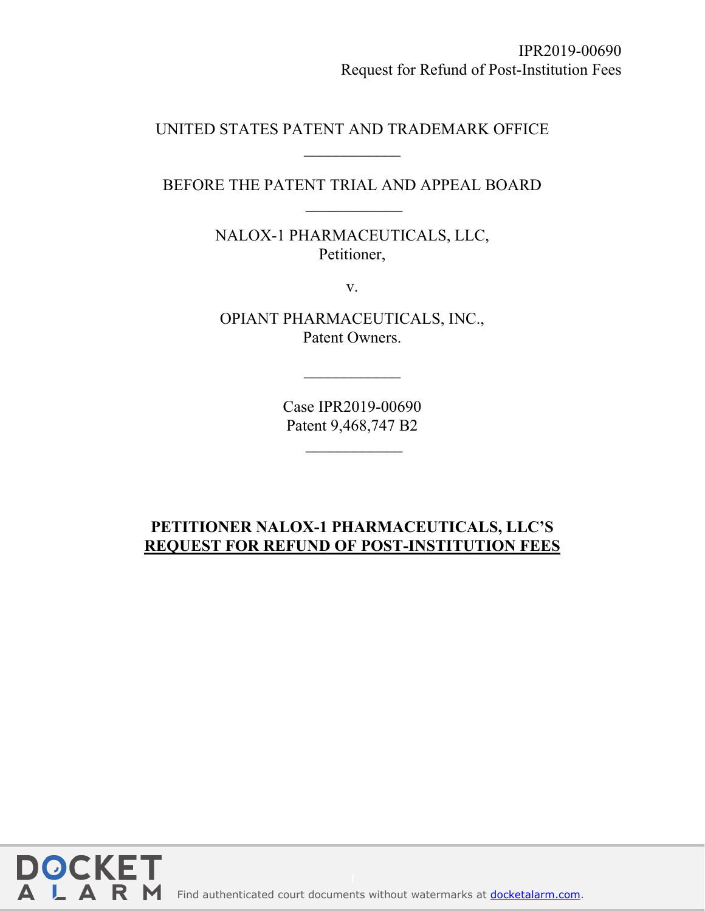UNITED STATES PATENT AND TRADEMARK OFFICE

____________

BEFORE THE PATENT TRIAL AND APPEAL BOARD

____________

NALOX-1 PHARMACEUTICALS, LLC,
Petitioner,

v.

OPIANT PHARMACEUTICALS, INC.,
Patent Owners.

____________

Case IPR2019-00690
Patent 9,468,747 B2

____________

**PETITIONER NALOX-1 PHARMACEUTICALS, LLC'S REQUEST FOR REFUND OF POST-INSTITUTION FEES**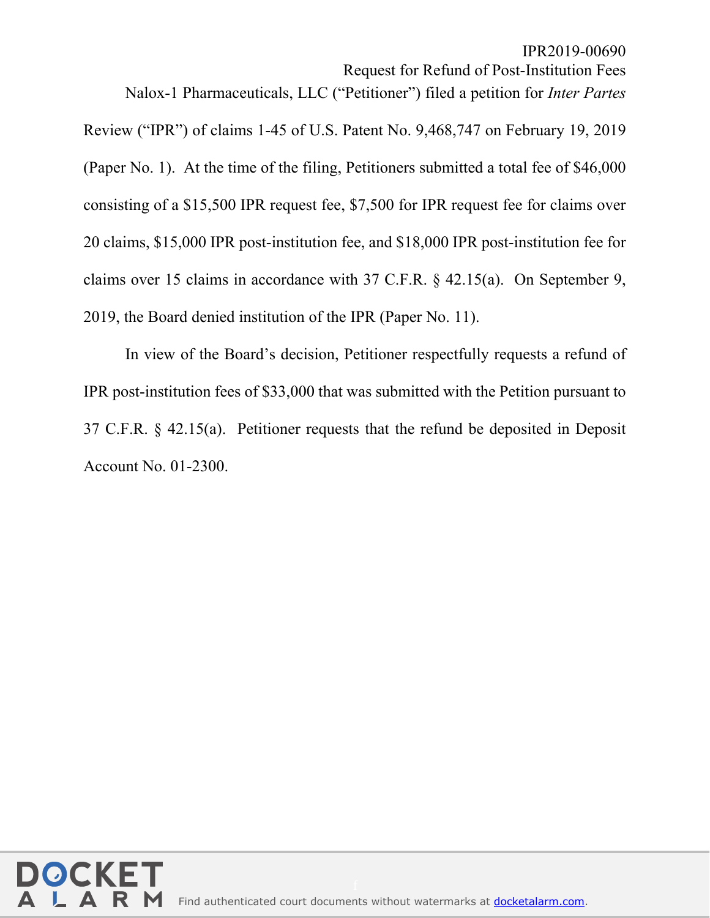Nalox-1 Pharmaceuticals, LLC ("Petitioner") filed a petition for *Inter Partes* Review ("IPR") of claims 1-45 of U.S. Patent No. 9,468,747 on February 19, 2019 (Paper No. 1). At the time of the filing, Petitioners submitted a total fee of $46,000 consisting of a $15,500 IPR request fee, $7,500 for IPR request fee for claims over 20 claims, $15,000 IPR post-institution fee, and $18,000 IPR post-institution fee for claims over 15 claims in accordance with 37 C.F.R. § 42.15(a). On September 9, 2019, the Board denied institution of the IPR (Paper No. 11).

In view of the Board's decision, Petitioner respectfully requests a refund of IPR post-institution fees of $33,000 that was submitted with the Petition pursuant to 37 C.F.R. § 42.15(a). Petitioner requests that the refund be deposited in Deposit Account No. 01-2300.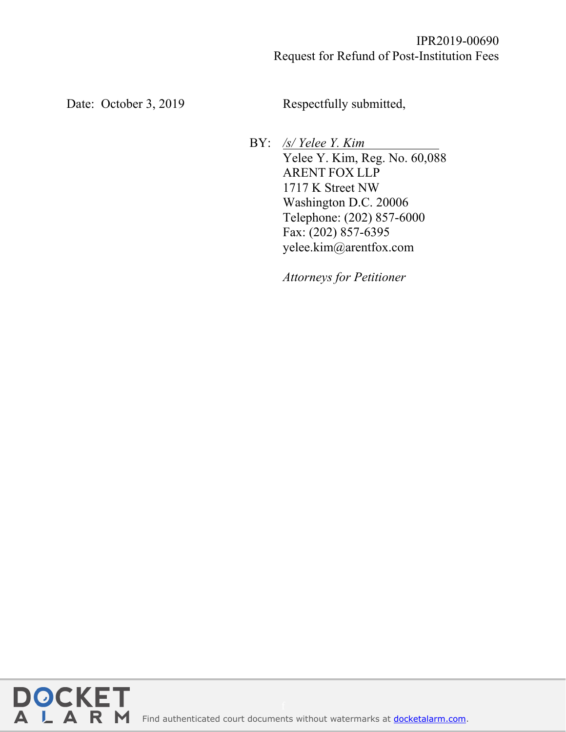Date: October 3, 2019

Respectfully submitted,

BY: */s/ Yelee Y. Kim*
Yelee Y. Kim, Reg. No. 60,088
ARENT FOX LLP
1717 K Street NW
Washington D.C. 20006
Telephone: (202) 857-6000
Fax: (202) 857-6395
yelee.kim@arentfox.com

*Attorneys for Petitioner*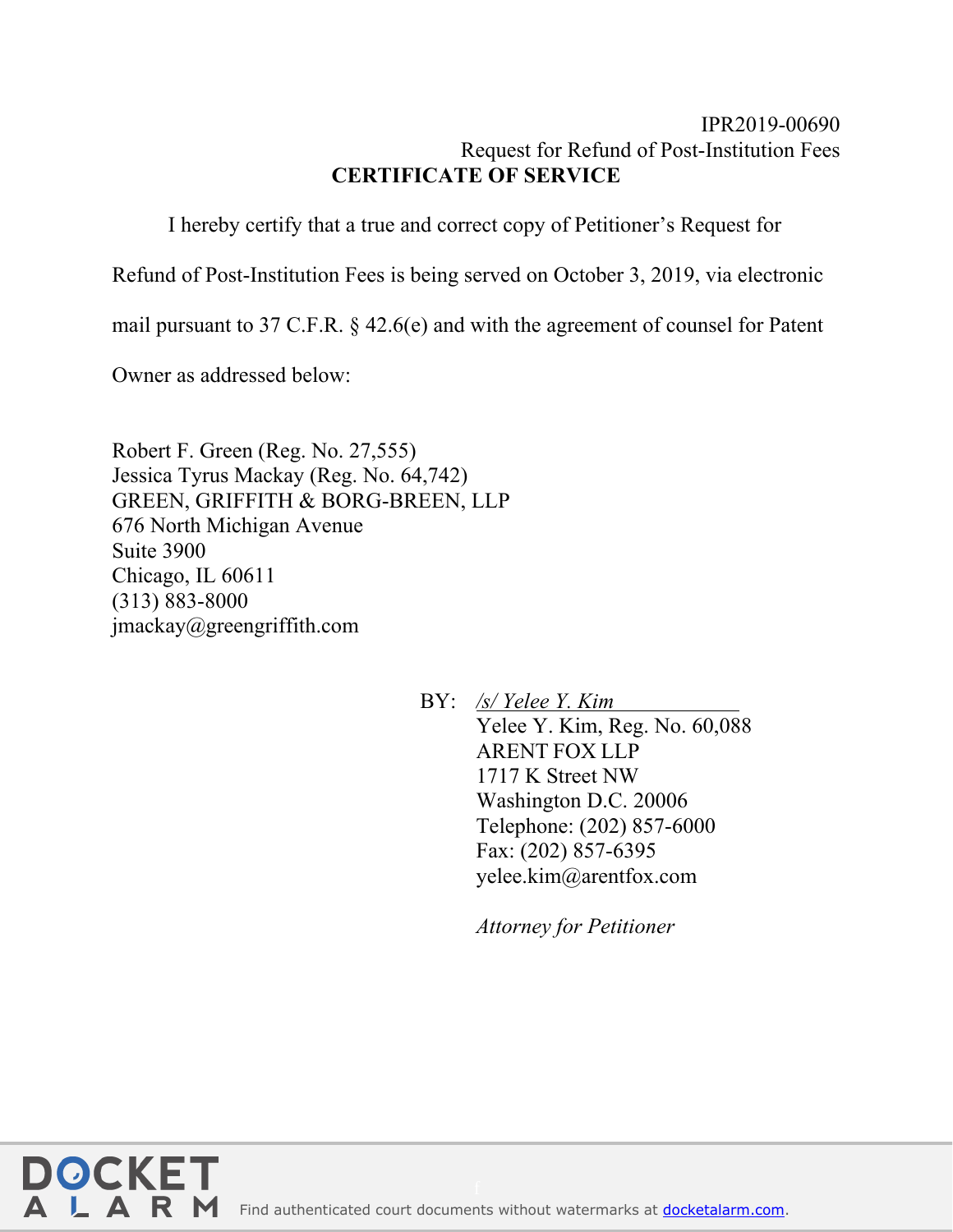IPR2019-00690
Request for Refund of Post-Institution Fees

**CERTIFICATE OF SERVICE**

I hereby certify that a true and correct copy of Petitioner's Request for Refund of Post-Institution Fees is being served on October 3, 2019, via electronic mail pursuant to 37 C.F.R. § 42.6(e) and with the agreement of counsel for Patent Owner as addressed below:

Robert F. Green (Reg. No. 27,555)
Jessica Tyrus Mackay (Reg. No. 64,742)
GREEN, GRIFFITH & BORG-BREEN, LLP
676 North Michigan Avenue
Suite 3900
Chicago, IL 60611
(313) 883-8000
jmackay@greengriffith.com

BY: */s/ Yelee Y. Kim*
Yelee Y. Kim, Reg. No. 60,088
ARENT FOX LLP
1717 K Street NW
Washington D.C. 20006
Telephone: (202) 857-6000
Fax: (202) 857-6395
yelee.kim@arentfox.com

*Attorney for Petitioner*